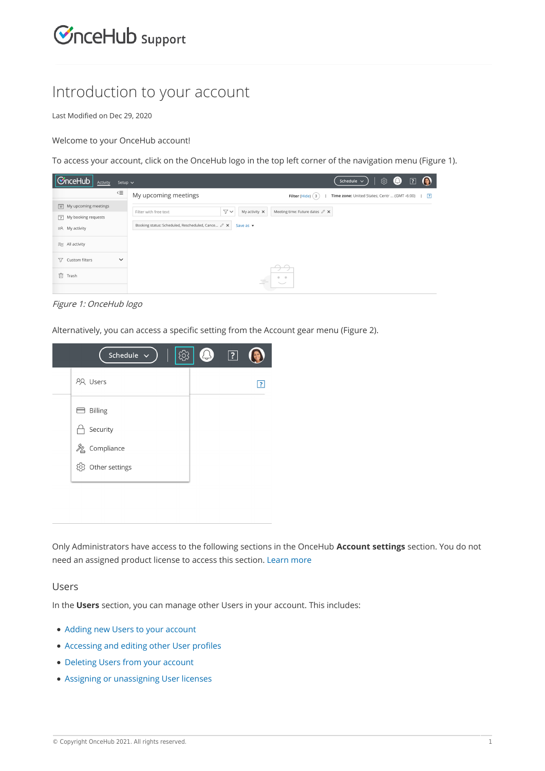# Introduction to your account

Last Modified on Dec 29, 2020

Welcome to your OnceHub account!

To access your account, click on the OnceHub logo in the top left corner of the navigation menu (Figure 1).

*Figure 1: OnceHub logo*

Alternatively, you can access a specific setting from the Account gear menu (Figure 2).

Only Administrators have access to the following sections in the OnceHub **Account settings** section. You do not need an assigned product license to access this section. Learn more

## Users

In the **Users** section, you can manage other Users in your account. This includes:

- Adding new Users to your account
- Accessing and editing other User profiles
- Deleting Users from your account
- Assigning or unassigning User licenses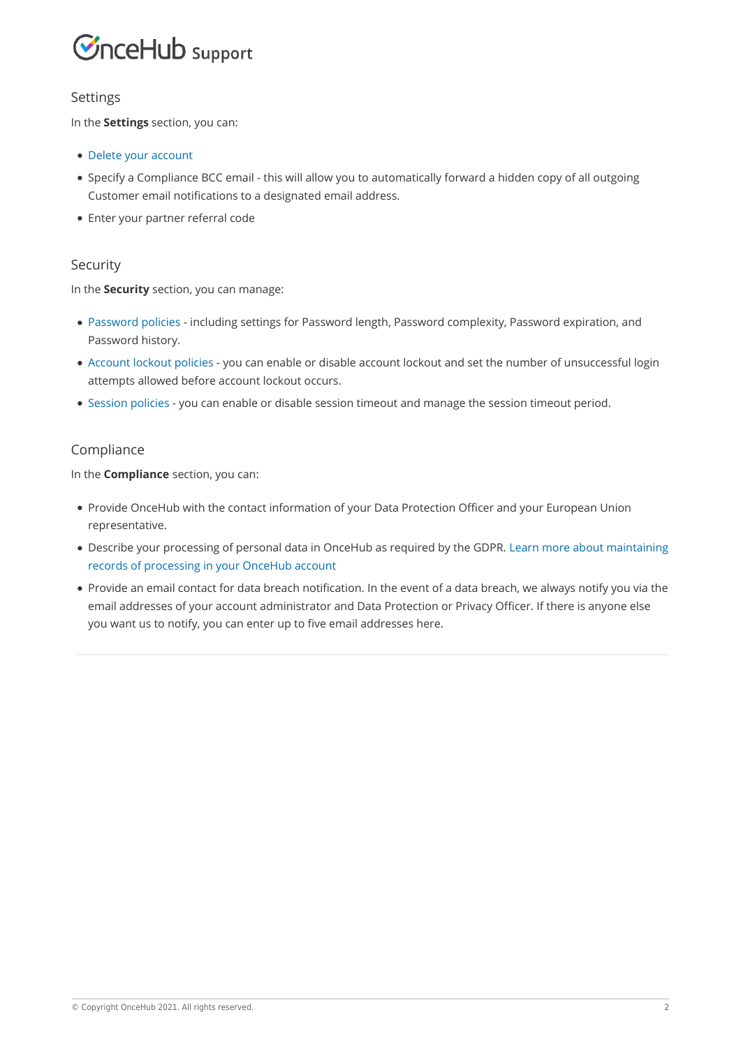## Settings

In the **Settings** section, you can:

- Delete your account
- Specify a Compliance BCC email - this will allow you to automatically forward a hidden copy of all outgoing Customer email notifications to a designated email address.
- Enter your partner referral code

## Security

In the **Security** section, you can manage:

- Password policies - including settings for Password length, Password complexity, Password expiration, and Password history.
- Account lockout policies - you can enable or disable account lockout and set the number of unsuccessful login attempts allowed before account lockout occurs.
- Session policies - you can enable or disable session timeout and manage the session timeout period.

## Compliance

In the **Compliance** section, you can:

- Provide OnceHub with the contact information of your Data Protection Officer and your European Union representative.
- Describe your processing of personal data in OnceHub as required by the GDPR. Learn more about maintaining records of processing in your OnceHub account
- Provide an email contact for data breach notification. In the event of a data breach, we always notify you via the email addresses of your account administrator and Data Protection or Privacy Officer. If there is anyone else you want us to notify, you can enter up to five email addresses here.